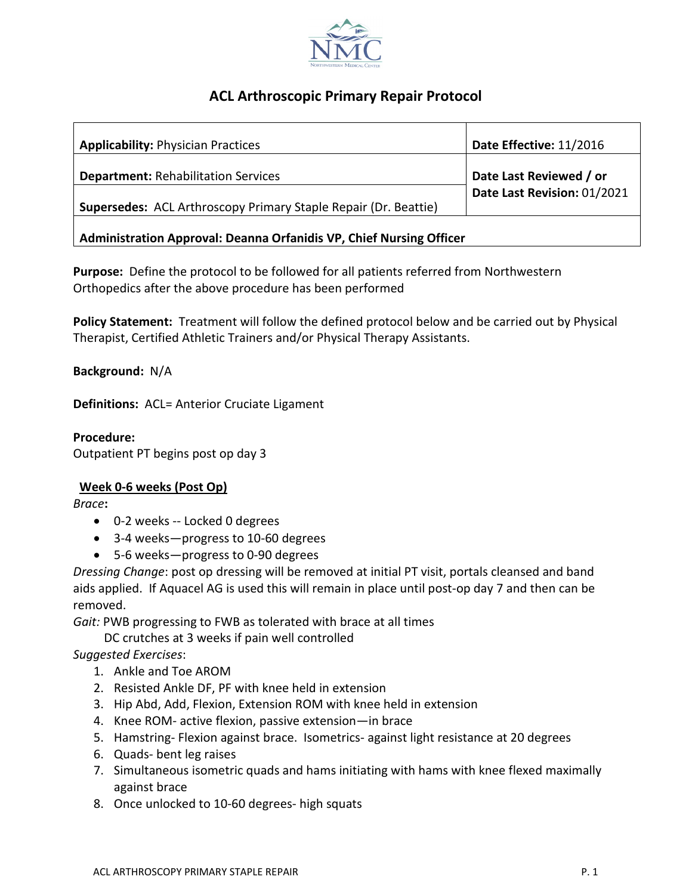# ACL Arthroscopic Primary Repair Protocol

| | |
|---|---|
| **Applicability:** Physician Practices | **Date Effective:** 11/2016 |
| **Department:** Rehabilitation Services | **Date Last Reviewed / or Date Last Revision:** 01/2021 |
| **Supersedes:** ACL Arthroscopy Primary Staple Repair (Dr. Beattie) | |
| **Administration Approval: Deanna Orfanidis VP, Chief Nursing Officer** | |

**Purpose:** Define the protocol to be followed for all patients referred from Northwestern Orthopedics after the above procedure has been performed

**Policy Statement:** Treatment will follow the defined protocol below and be carried out by Physical Therapist, Certified Athletic Trainers and/or Physical Therapy Assistants.

**Background:** N/A

**Definitions:** ACL= Anterior Cruciate Ligament

**Procedure:**
Outpatient PT begins post op day 3

**Week 0-6 weeks (Post Op)**

*Brace***:**

- 0-2 weeks -- Locked 0 degrees
- 3-4 weeks—progress to 10-60 degrees
- 5-6 weeks—progress to 0-90 degrees

*Dressing Change*: post op dressing will be removed at initial PT visit, portals cleansed and band aids applied. If Aquacel AG is used this will remain in place until post-op day 7 and then can be removed.

*Gait:* PWB progressing to FWB as tolerated with brace at all times
DC crutches at 3 weeks if pain well controlled

*Suggested Exercises*:

1. Ankle and Toe AROM
2. Resisted Ankle DF, PF with knee held in extension
3. Hip Abd, Add, Flexion, Extension ROM with knee held in extension
4. Knee ROM- active flexion, passive extension—in brace
5. Hamstring- Flexion against brace. Isometrics- against light resistance at 20 degrees
6. Quads- bent leg raises
7. Simultaneous isometric quads and hams initiating with hams with knee flexed maximally against brace
8. Once unlocked to 10-60 degrees- high squats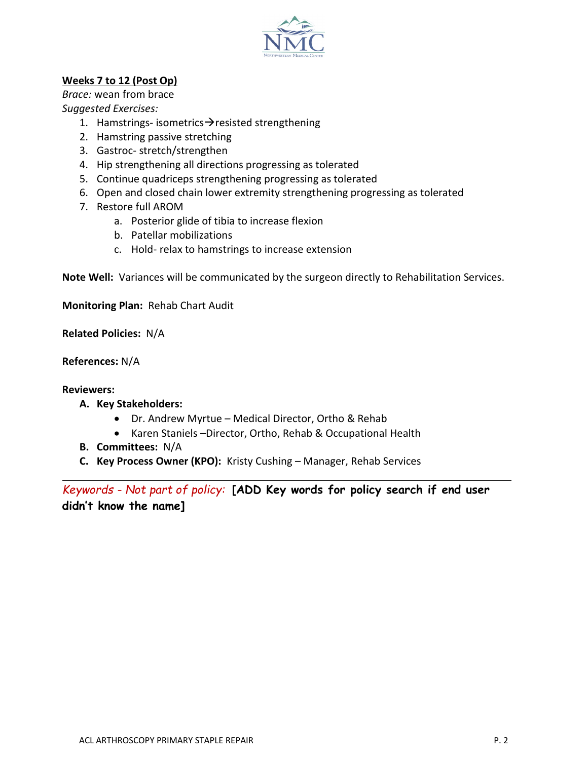**Weeks 7 to 12 (Post Op)**

*Brace:* wean from brace

*Suggested Exercises:*

1. Hamstrings- isometrics→resisted strengthening
2. Hamstring passive stretching
3. Gastroc- stretch/strengthen
4. Hip strengthening all directions progressing as tolerated
5. Continue quadriceps strengthening progressing as tolerated
6. Open and closed chain lower extremity strengthening progressing as tolerated
7. Restore full AROM
    a. Posterior glide of tibia to increase flexion
    b. Patellar mobilizations
    c. Hold- relax to hamstrings to increase extension

**Note Well:** Variances will be communicated by the surgeon directly to Rehabilitation Services.

**Monitoring Plan:** Rehab Chart Audit

**Related Policies:** N/A

**References:** N/A

**Reviewers:**

A. **Key Stakeholders:**
    - Dr. Andrew Myrtue – Medical Director, Ortho & Rehab
    - Karen Staniels –Director, Ortho, Rehab & Occupational Health
B. **Committees:** N/A
C. **Key Process Owner (KPO):** Kristy Cushing – Manager, Rehab Services

---

*Keywords - Not part of policy:* **[ADD Key words for policy search if end user didn't know the name]**